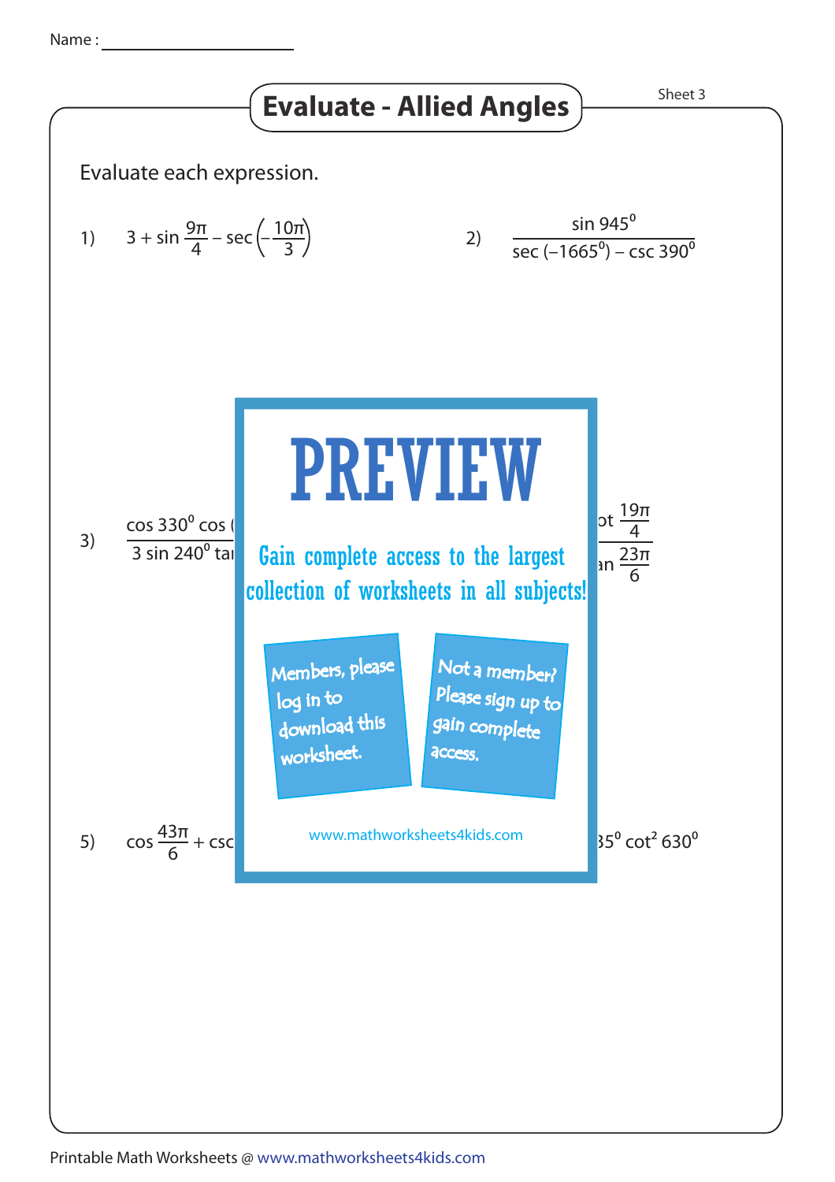Name : ____________________

# Evaluate - Allied Angles

Sheet 3

Evaluate each expression.

1) $3 + \sin \frac{9\pi}{4} - \sec\left(-\frac{10\pi}{3}\right)$

2) $\dfrac{\sin 945^0}{\sec(-1665^0) - \csc 390^0}$

3) $\dfrac{\cos 330^0 \cos (}{3 \sin 240^0 \tan}$

4) $\dfrac{\cot \frac{19\pi}{4}}{\tan \frac{23\pi}{6}}$

PREVIEW

Gain complete access to the largest collection of worksheets in all subjects!

Members, please log in to download this worksheet.

Not a member? Please sign up to gain complete access.

www.mathworksheets4kids.com

5) $\cos \frac{43\pi}{6} + \csc$

6) $35^0 \cot^2 630^0$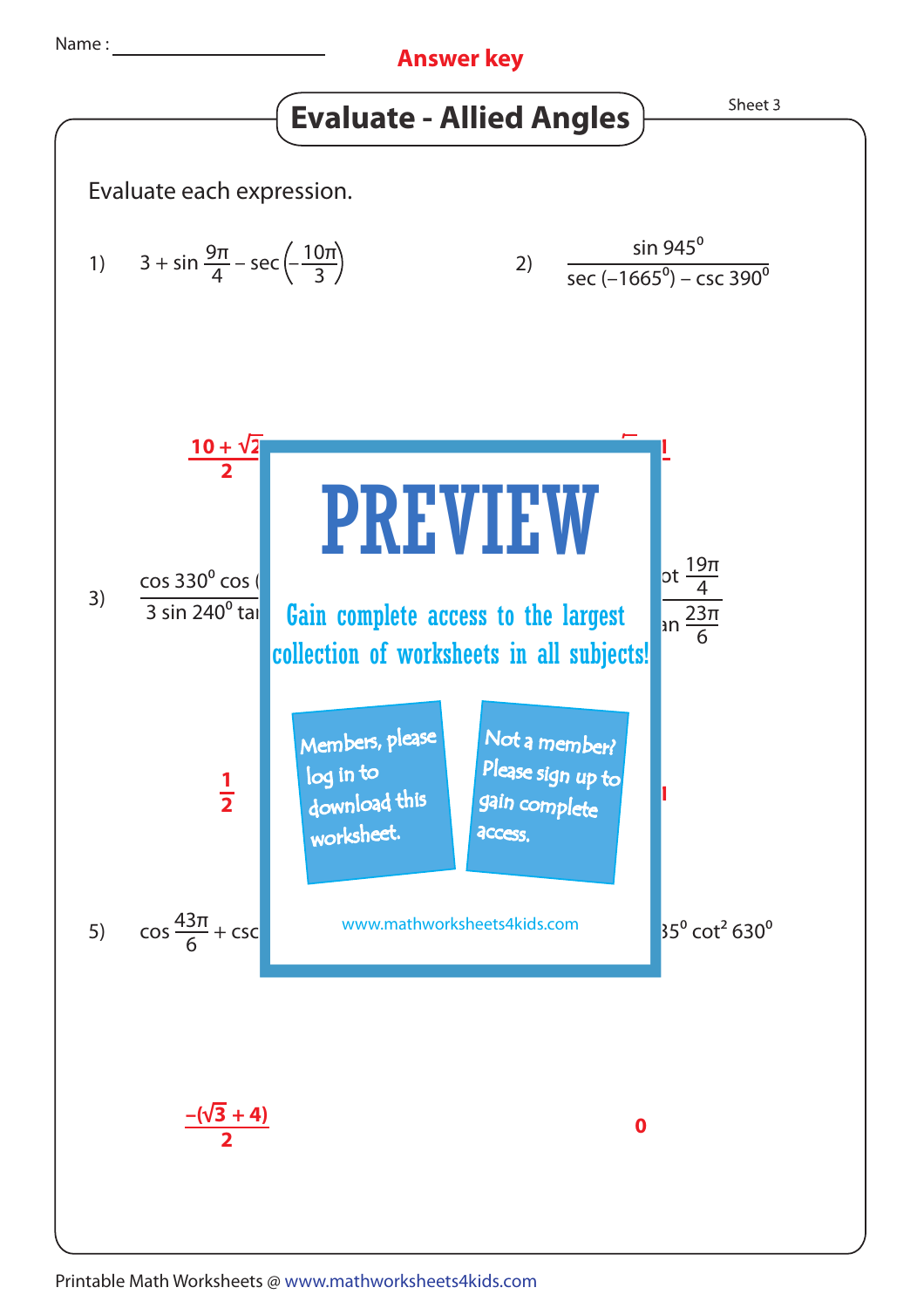Name : ____________________

**Answer key**

# Evaluate - Allied Angles

Sheet 3

Evaluate each expression.

1) $3 + \sin\frac{9\pi}{4} - \sec\left(-\frac{10\pi}{3}\right)$

2) $\dfrac{\sin 945^0}{\sec(-1665^0) - \csc 390^0}$

$\dfrac{10 + \sqrt{2}}{2}$

3) $\dfrac{\cos 330^0 \cos (}{3 \sin 240^0 \tan}$

...ot $\frac{19\pi}{4}$ ... an $\frac{23\pi}{6}$

$\dfrac{1}{2}$

PREVIEW

Gain complete access to the largest collection of worksheets in all subjects!

Members, please log in to download this worksheet.

Not a member? Please sign up to gain complete access.

www.mathworksheets4kids.com

5) $\cos\frac{43\pi}{6} + \csc$

...$35^0 \cot^2 630^0$

$\dfrac{-(\sqrt{3} + 4)}{2}$

$0$

Printable Math Worksheets @ www.mathworksheets4kids.com